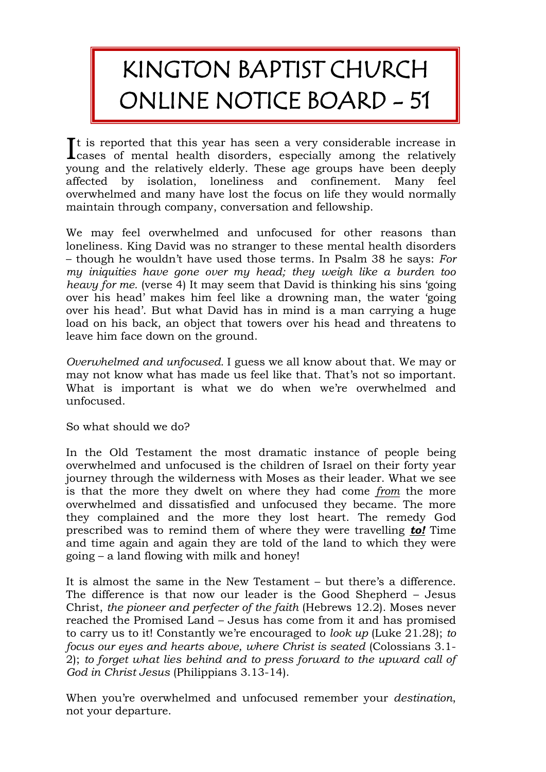# KINGTON BAPTIST CHURCH ONLINE NOTICE BOARD - 51

It is reported that this year has seen a very considerable increase in cases of mental health disorders, especially among the relatively young and the relatively elderly. These age groups have been deeply affected by isolation, loneliness and confinement. Many feel overwhelmed and many have lost the focus on life they would normally maintain through company, conversation and fellowship.

We may feel overwhelmed and unfocused for other reasons than loneliness. King David was no stranger to these mental health disorders – though he wouldn't have used those terms. In Psalm 38 he says: *For my iniquities have gone over my head; they weigh like a burden too heavy for me.* (verse 4) It may seem that David is thinking his sins 'going over his head' makes him feel like a drowning man, the water 'going over his head'. But what David has in mind is a man carrying a huge load on his back, an object that towers over his head and threatens to leave him face down on the ground.

*Overwhelmed and unfocused.* I guess we all know about that. We may or may not know what has made us feel like that. That's not so important. What is important is what we do when we're overwhelmed and unfocused.

So what should we do?

In the Old Testament the most dramatic instance of people being overwhelmed and unfocused is the children of Israel on their forty year journey through the wilderness with Moses as their leader. What we see is that the more they dwelt on where they had come *from* the more overwhelmed and dissatisfied and unfocused they became. The more they complained and the more they lost heart. The remedy God prescribed was to remind them of where they were travelling ***to!*** Time and time again and again they are told of the land to which they were going – a land flowing with milk and honey!

It is almost the same in the New Testament – but there's a difference. The difference is that now our leader is the Good Shepherd – Jesus Christ, *the pioneer and perfecter of the faith* (Hebrews 12.2). Moses never reached the Promised Land – Jesus has come from it and has promised to carry us to it! Constantly we're encouraged to *look up* (Luke 21.28); *to focus our eyes and hearts above, where Christ is seated* (Colossians 3.1-2); *to forget what lies behind and to press forward to the upward call of God in Christ Jesus* (Philippians 3.13-14).

When you're overwhelmed and unfocused remember your *destination*, not your departure.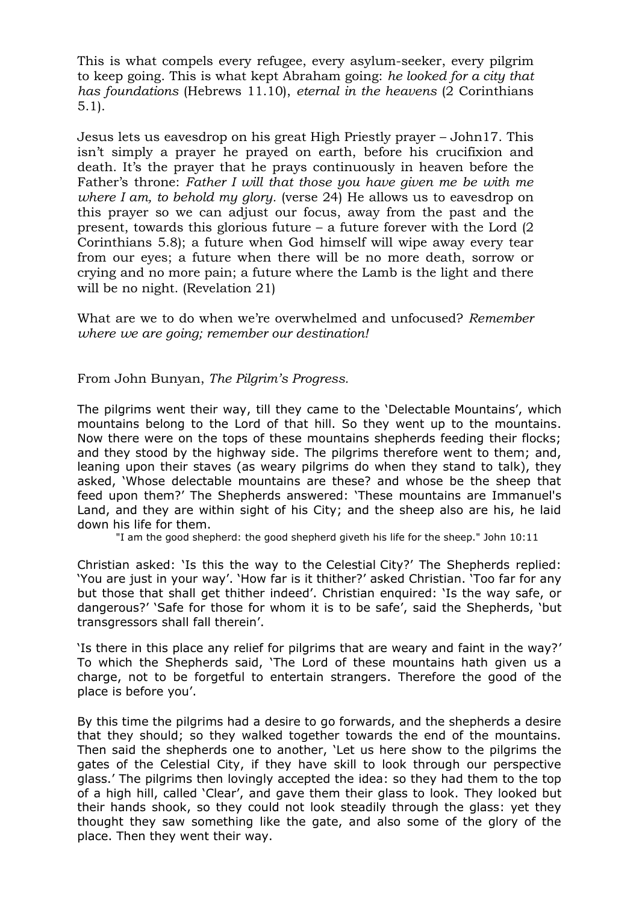This is what compels every refugee, every asylum-seeker, every pilgrim to keep going. This is what kept Abraham going: *he looked for a city that has foundations* (Hebrews 11.10), *eternal in the heavens* (2 Corinthians 5.1).

Jesus lets us eavesdrop on his great High Priestly prayer – John17. This isn't simply a prayer he prayed on earth, before his crucifixion and death. It's the prayer that he prays continuously in heaven before the Father's throne: *Father I will that those you have given me be with me where I am, to behold my glory.* (verse 24) He allows us to eavesdrop on this prayer so we can adjust our focus, away from the past and the present, towards this glorious future – a future forever with the Lord (2 Corinthians 5.8); a future when God himself will wipe away every tear from our eyes; a future when there will be no more death, sorrow or crying and no more pain; a future where the Lamb is the light and there will be no night. (Revelation 21)

What are we to do when we're overwhelmed and unfocused? *Remember where we are going; remember our destination!*

From John Bunyan, *The Pilgrim's Progress.*

The pilgrims went their way, till they came to the 'Delectable Mountains', which mountains belong to the Lord of that hill. So they went up to the mountains. Now there were on the tops of these mountains shepherds feeding their flocks; and they stood by the highway side. The pilgrims therefore went to them; and, leaning upon their staves (as weary pilgrims do when they stand to talk), they asked, 'Whose delectable mountains are these? and whose be the sheep that feed upon them?' The Shepherds answered: 'These mountains are Immanuel's Land, and they are within sight of his City; and the sheep also are his, he laid down his life for them.

"I am the good shepherd: the good shepherd giveth his life for the sheep." John 10:11

Christian asked: 'Is this the way to the Celestial City?' The Shepherds replied: 'You are just in your way'. 'How far is it thither?' asked Christian. 'Too far for any but those that shall get thither indeed'. Christian enquired: 'Is the way safe, or dangerous?' 'Safe for those for whom it is to be safe', said the Shepherds, 'but transgressors shall fall therein'.

'Is there in this place any relief for pilgrims that are weary and faint in the way?' To which the Shepherds said, 'The Lord of these mountains hath given us a charge, not to be forgetful to entertain strangers. Therefore the good of the place is before you'.

By this time the pilgrims had a desire to go forwards, and the shepherds a desire that they should; so they walked together towards the end of the mountains. Then said the shepherds one to another, 'Let us here show to the pilgrims the gates of the Celestial City, if they have skill to look through our perspective glass.' The pilgrims then lovingly accepted the idea: so they had them to the top of a high hill, called 'Clear', and gave them their glass to look. They looked but their hands shook, so they could not look steadily through the glass: yet they thought they saw something like the gate, and also some of the glory of the place. Then they went their way.